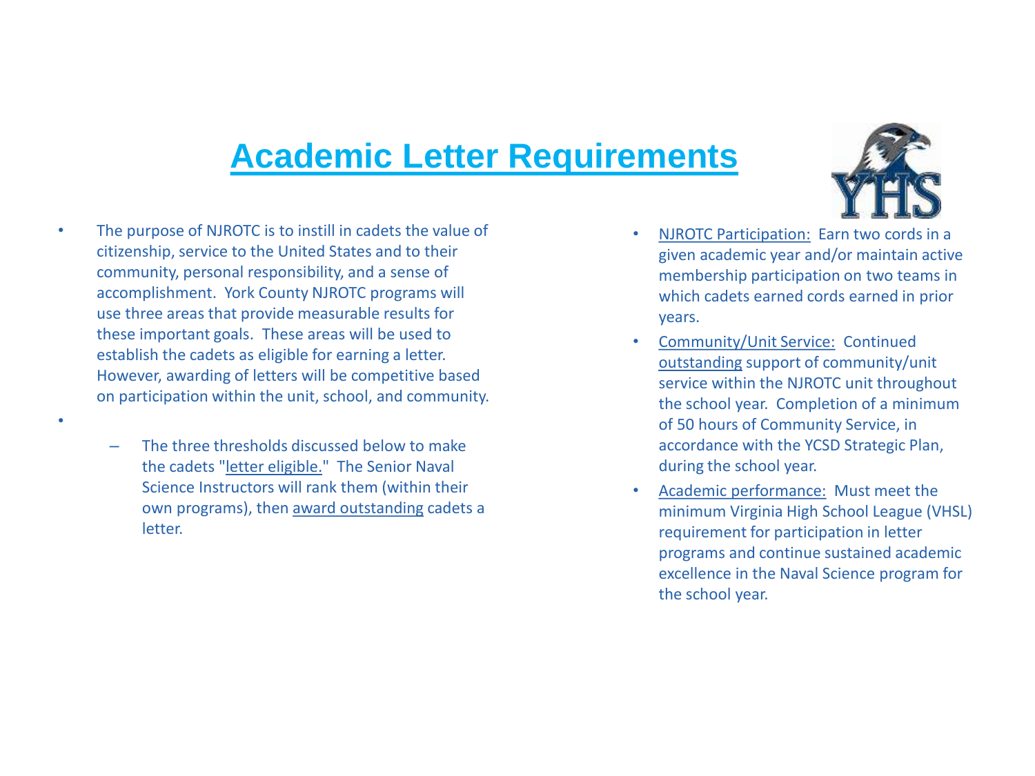# Academic Letter Requirements

- The purpose of NJROTC is to instill in cadets the value of citizenship, service to the United States and to their community, personal responsibility, and a sense of accomplishment. York County NJROTC programs will use three areas that provide measurable results for these important goals. These areas will be used to establish the cadets as eligible for earning a letter. However, awarding of letters will be competitive based on participation within the unit, school, and community.
- 
  - The three thresholds discussed below to make the cadets "letter eligible." The Senior Naval Science Instructors will rank them (within their own programs), then award outstanding cadets a letter.

- NJROTC Participation: Earn two cords in a given academic year and/or maintain active membership participation on two teams in which cadets earned cords earned in prior years.
- Community/Unit Service: Continued outstanding support of community/unit service within the NJROTC unit throughout the school year. Completion of a minimum of 50 hours of Community Service, in accordance with the YCSD Strategic Plan, during the school year.
- Academic performance: Must meet the minimum Virginia High School League (VHSL) requirement for participation in letter programs and continue sustained academic excellence in the Naval Science program for the school year.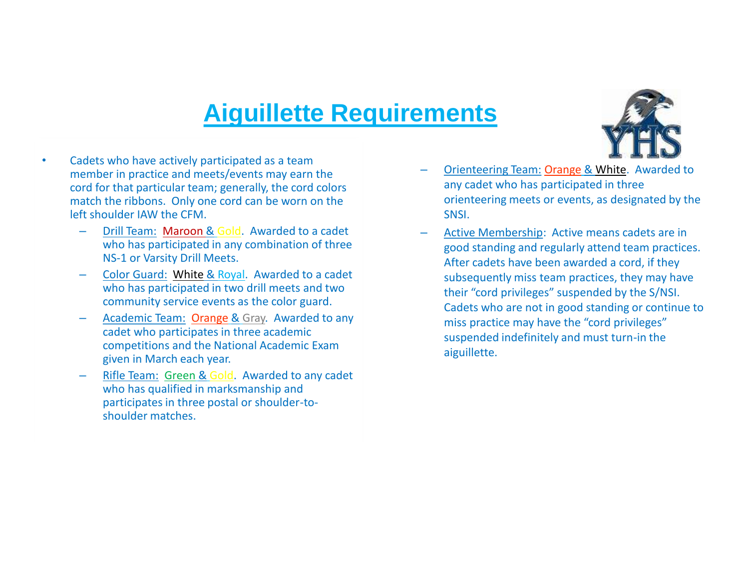# Aiguillette Requirements

- Cadets who have actively participated as a team member in practice and meets/events may earn the cord for that particular team; generally, the cord colors match the ribbons. Only one cord can be worn on the left shoulder IAW the CFM.
  - Drill Team: Maroon & Gold. Awarded to a cadet who has participated in any combination of three NS-1 or Varsity Drill Meets.
  - Color Guard: White & Royal. Awarded to a cadet who has participated in two drill meets and two community service events as the color guard.
  - Academic Team: Orange & Gray. Awarded to any cadet who participates in three academic competitions and the National Academic Exam given in March each year.
  - Rifle Team: Green & Gold. Awarded to any cadet who has qualified in marksmanship and participates in three postal or shoulder-to-shoulder matches.
  - Orienteering Team: Orange & White. Awarded to any cadet who has participated in three orienteering meets or events, as designated by the SNSI.
  - Active Membership: Active means cadets are in good standing and regularly attend team practices. After cadets have been awarded a cord, if they subsequently miss team practices, they may have their "cord privileges" suspended by the S/NSI. Cadets who are not in good standing or continue to miss practice may have the "cord privileges" suspended indefinitely and must turn-in the aiguillette.